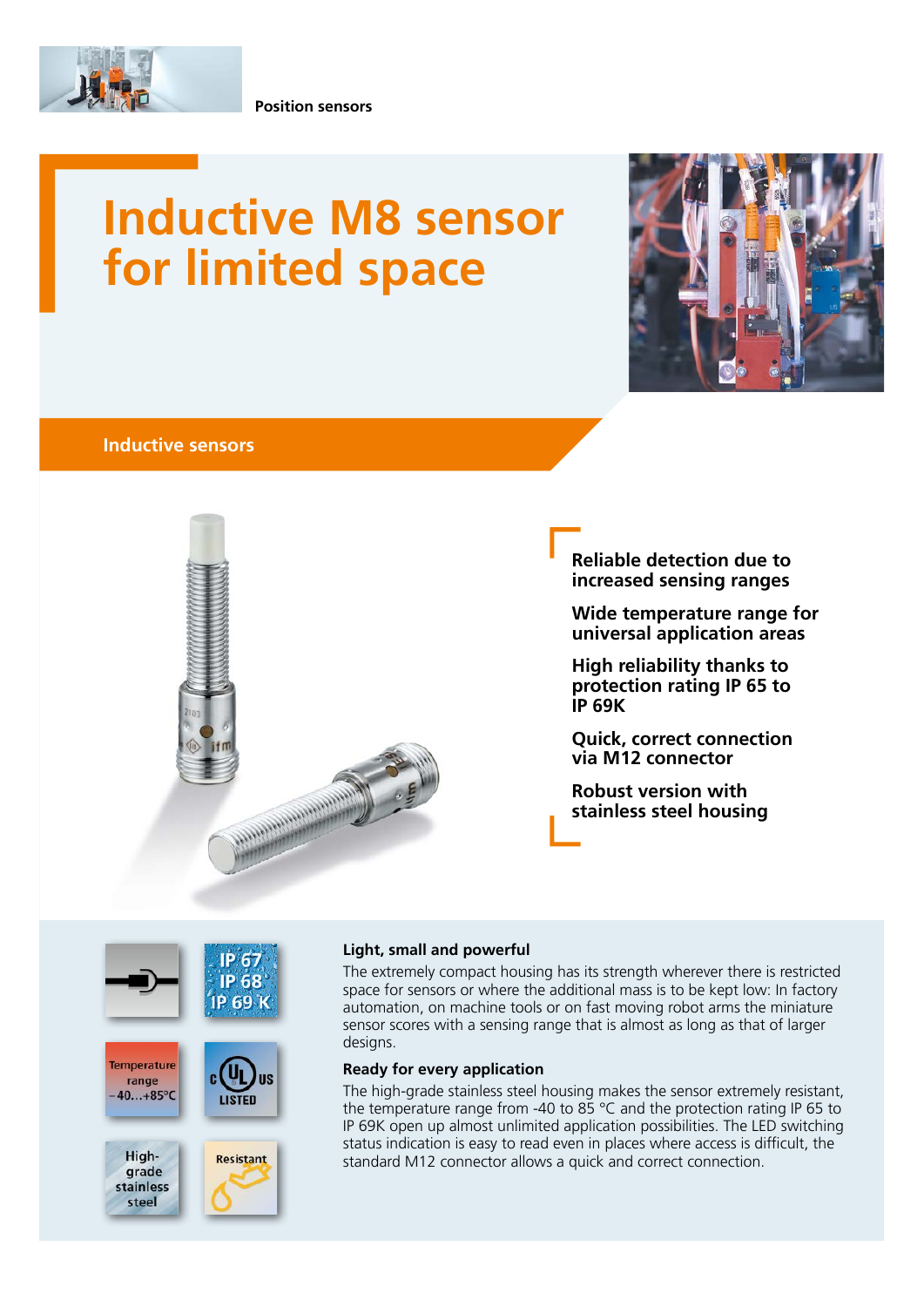Position sensors

# Inductive M8 sensor for limited space

## Inductive sensors

- Reliable detection due to increased sensing ranges
- Wide temperature range for universal application areas
- High reliability thanks to protection rating IP 65 to IP 69K
- Quick, correct connection via M12 connector
- Robust version with stainless steel housing

IP 67
IP 68
IP 69 K

Temperature range −40...+85°C

c UL US LISTED

High-grade stainless steel

Resistant

### Light, small and powerful

The extremely compact housing has its strength wherever there is restricted space for sensors or where the additional mass is to be kept low: In factory automation, on machine tools or on fast moving robot arms the miniature sensor scores with a sensing range that is almost as long as that of larger designs.

### Ready for every application

The high-grade stainless steel housing makes the sensor extremely resistant, the temperature range from -40 to 85 °C and the protection rating IP 65 to IP 69K open up almost unlimited application possibilities. The LED switching status indication is easy to read even in places where access is difficult, the standard M12 connector allows a quick and correct connection.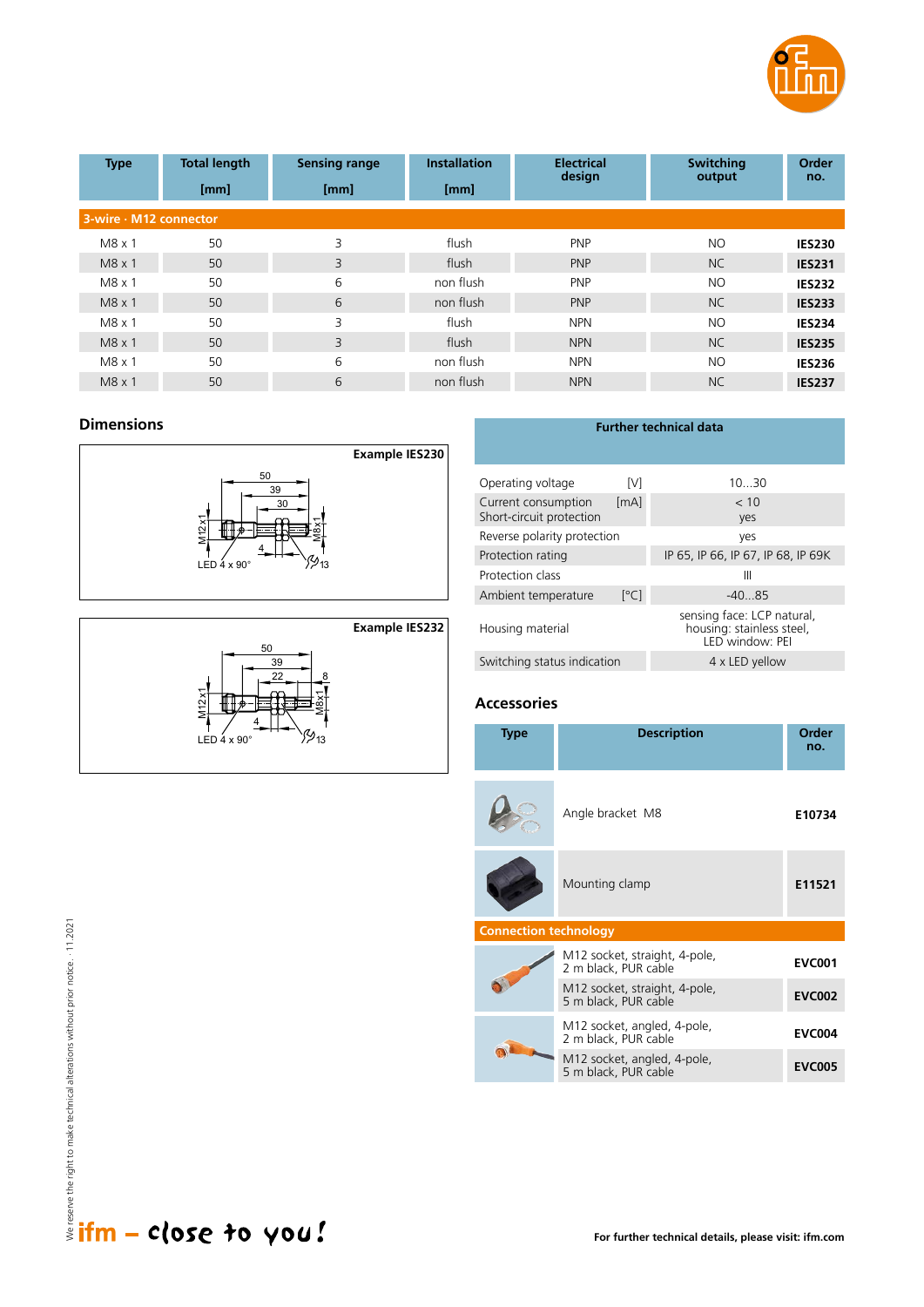| Type | Total length [mm] | Sensing range [mm] | Installation [mm] | Electrical design | Switching output | Order no. |
|---|---|---|---|---|---|---|
| **3-wire · M12 connector** | | | | | | |
| M8 x 1 | 50 | 3 | flush | PNP | NO | **IES230** |
| M8 x 1 | 50 | 3 | flush | PNP | NC | **IES231** |
| M8 x 1 | 50 | 6 | non flush | PNP | NO | **IES232** |
| M8 x 1 | 50 | 6 | non flush | PNP | NC | **IES233** |
| M8 x 1 | 50 | 3 | flush | NPN | NO | **IES234** |
| M8 x 1 | 50 | 3 | flush | NPN | NC | **IES235** |
| M8 x 1 | 50 | 6 | non flush | NPN | NO | **IES236** |
| M8 x 1 | 50 | 6 | non flush | NPN | NC | **IES237** |

## Dimensions

**Example IES230**

50
39
30
M12x1
M8x1
4
LED 4 x 90°
13

**Example IES232**

50
39
22
8
M12x1
M8x1
4
LED 4 x 90°
13

## Further technical data

| | |
|---|---|
| Operating voltage [V] | 10...30 |
| Current consumption [mA]<br>Short-circuit protection | < 10<br>yes |
| Reverse polarity protection | yes |
| Protection rating | IP 65, IP 66, IP 67, IP 68, IP 69K |
| Protection class | III |
| Ambient temperature [°C] | -40...85 |
| Housing material | sensing face: LCP natural,<br>housing: stainless steel,<br>LED window: PEI |
| Switching status indication | 4 x LED yellow |

## Accessories

| Type | Description | Order no. |
|---|---|---|
| | Angle bracket M8 | **E10734** |
| | Mounting clamp | **E11521** |
| **Connection technology** | | |
| | M12 socket, straight, 4-pole, 2 m black, PUR cable | **EVC001** |
| | M12 socket, straight, 4-pole, 5 m black, PUR cable | **EVC002** |
| | M12 socket, angled, 4-pole, 2 m black, PUR cable | **EVC004** |
| | M12 socket, angled, 4-pole, 5 m black, PUR cable | **EVC005** |

We reserve the right to make technical alterations without prior notice. · 11.2021

ifm – close to you!

**For further technical details, please visit: ifm.com**